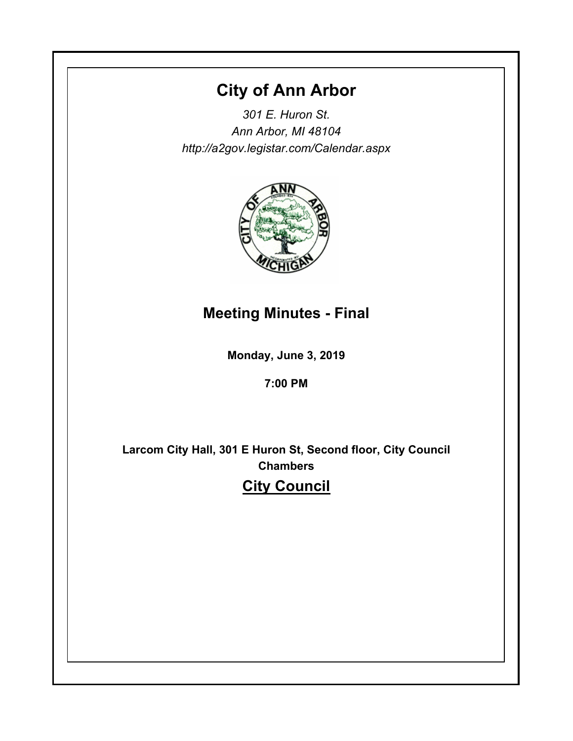# City of Ann Arbor

*301 E. Huron St.*
*Ann Arbor, MI 48104*
*http://a2gov.legistar.com/Calendar.aspx*

## Meeting Minutes - Final

**Monday, June 3, 2019**

**7:00 PM**

**Larcom City Hall, 301 E Huron St, Second floor, City Council Chambers**

## City Council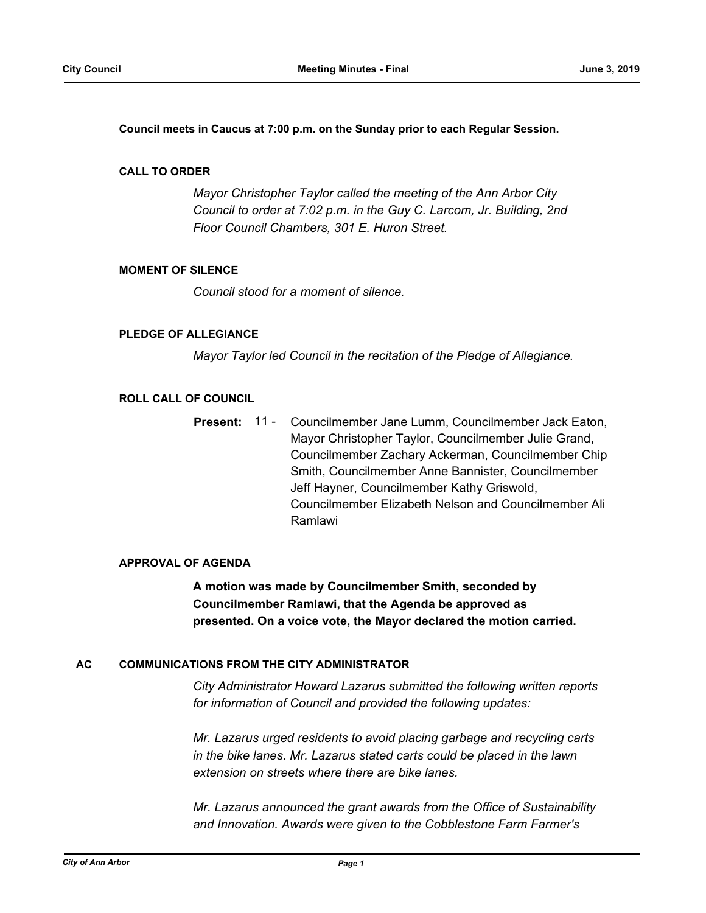**Council meets in Caucus at 7:00 p.m. on the Sunday prior to each Regular Session.**

### CALL TO ORDER

*Mayor Christopher Taylor called the meeting of the Ann Arbor City Council to order at 7:02 p.m. in the Guy C. Larcom, Jr. Building, 2nd Floor Council Chambers, 301 E. Huron Street.*

### MOMENT OF SILENCE

*Council stood for a moment of silence.*

### PLEDGE OF ALLEGIANCE

*Mayor Taylor led Council in the recitation of the Pledge of Allegiance.*

### ROLL CALL OF COUNCIL

**Present:** 11 - Councilmember Jane Lumm, Councilmember Jack Eaton, Mayor Christopher Taylor, Councilmember Julie Grand, Councilmember Zachary Ackerman, Councilmember Chip Smith, Councilmember Anne Bannister, Councilmember Jeff Hayner, Councilmember Kathy Griswold, Councilmember Elizabeth Nelson and Councilmember Ali Ramlawi

### APPROVAL OF AGENDA

**A motion was made by Councilmember Smith, seconded by Councilmember Ramlawi, that the Agenda be approved as presented. On a voice vote, the Mayor declared the motion carried.**

### AC COMMUNICATIONS FROM THE CITY ADMINISTRATOR

*City Administrator Howard Lazarus submitted the following written reports for information of Council and provided the following updates:*

*Mr. Lazarus urged residents to avoid placing garbage and recycling carts in the bike lanes. Mr. Lazarus stated carts could be placed in the lawn extension on streets where there are bike lanes.*

*Mr. Lazarus announced the grant awards from the Office of Sustainability and Innovation. Awards were given to the Cobblestone Farm Farmer's*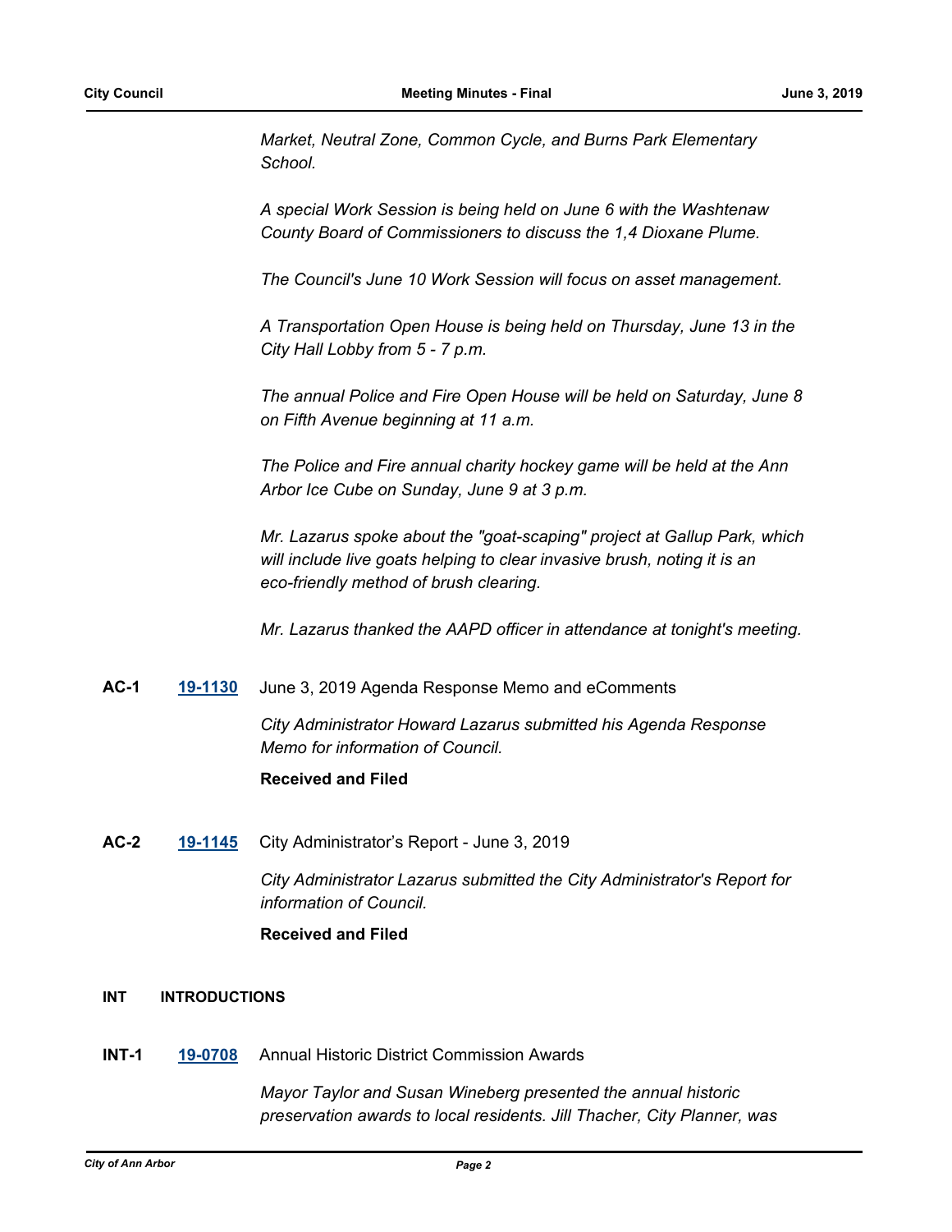*Market, Neutral Zone, Common Cycle, and Burns Park Elementary School.*

*A special Work Session is being held on June 6 with the Washtenaw County Board of Commissioners to discuss the 1,4 Dioxane Plume.*

*The Council's June 10 Work Session will focus on asset management.*

*A Transportation Open House is being held on Thursday, June 13 in the City Hall Lobby from 5 - 7 p.m.*

*The annual Police and Fire Open House will be held on Saturday, June 8 on Fifth Avenue beginning at 11 a.m.*

*The Police and Fire annual charity hockey game will be held at the Ann Arbor Ice Cube on Sunday, June 9 at 3 p.m.*

*Mr. Lazarus spoke about the "goat-scaping" project at Gallup Park, which will include live goats helping to clear invasive brush, noting it is an eco-friendly method of brush clearing.*

*Mr. Lazarus thanked the AAPD officer in attendance at tonight's meeting.*

**AC-1** **19-1130** June 3, 2019 Agenda Response Memo and eComments

*City Administrator Howard Lazarus submitted his Agenda Response Memo for information of Council.*

**Received and Filed**

**AC-2** **19-1145** City Administrator's Report - June 3, 2019

*City Administrator Lazarus submitted the City Administrator's Report for information of Council.*

**Received and Filed**

## INT INTRODUCTIONS

**INT-1** **19-0708** Annual Historic District Commission Awards

*Mayor Taylor and Susan Wineberg presented the annual historic preservation awards to local residents. Jill Thacher, City Planner, was*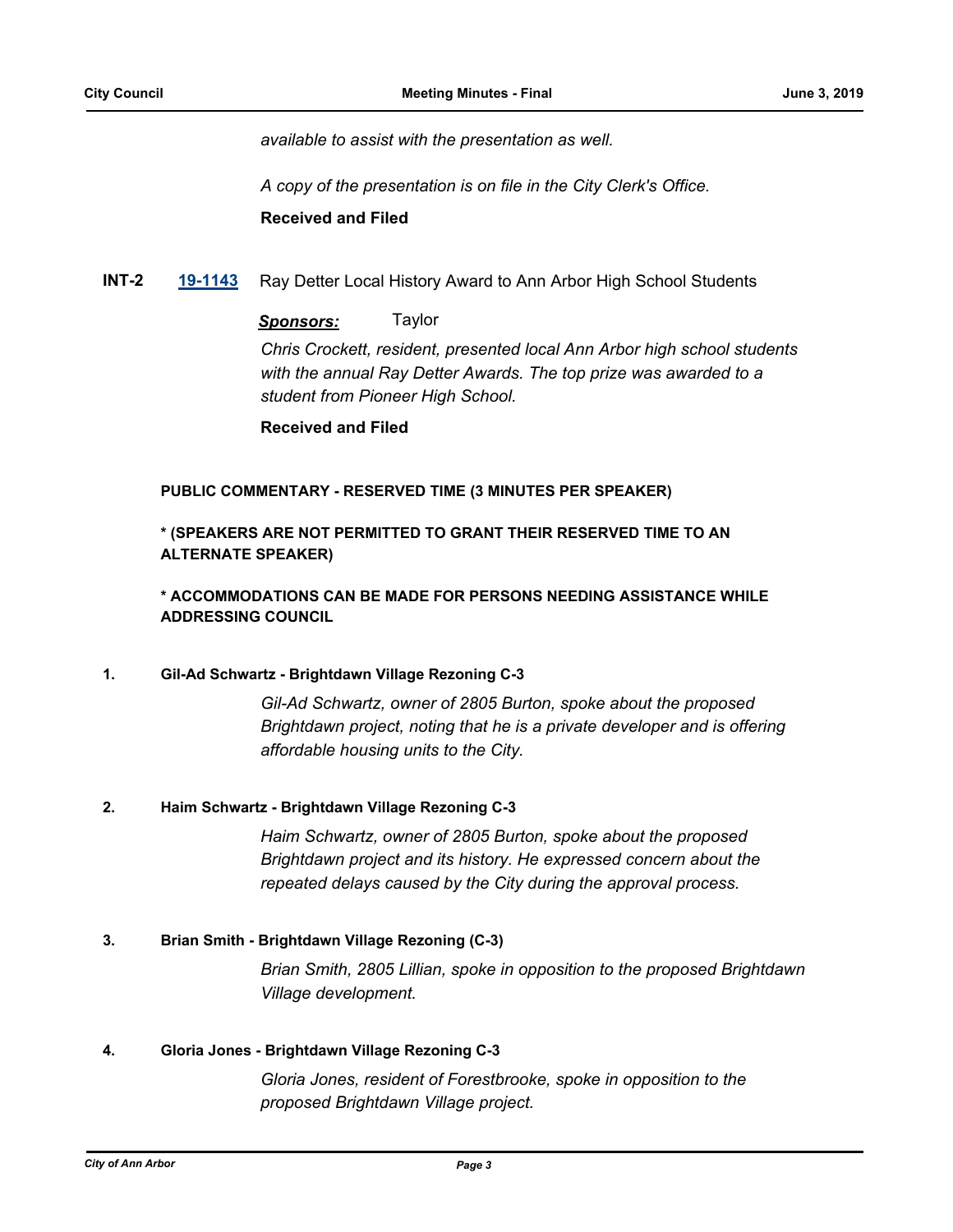*available to assist with the presentation as well.*

*A copy of the presentation is on file in the City Clerk's Office.*

**Received and Filed**

**INT-2** **19-1143** Ray Detter Local History Award to Ann Arbor High School Students

***Sponsors:*** Taylor

*Chris Crockett, resident, presented local Ann Arbor high school students with the annual Ray Detter Awards. The top prize was awarded to a student from Pioneer High School.*

**Received and Filed**

**PUBLIC COMMENTARY - RESERVED TIME (3 MINUTES PER SPEAKER)**

**\* (SPEAKERS ARE NOT PERMITTED TO GRANT THEIR RESERVED TIME TO AN ALTERNATE SPEAKER)**

**\* ACCOMMODATIONS CAN BE MADE FOR PERSONS NEEDING ASSISTANCE WHILE ADDRESSING COUNCIL**

**1. Gil-Ad Schwartz - Brightdawn Village Rezoning C-3**

*Gil-Ad Schwartz, owner of 2805 Burton, spoke about the proposed Brightdawn project, noting that he is a private developer and is offering affordable housing units to the City.*

**2. Haim Schwartz - Brightdawn Village Rezoning C-3**

*Haim Schwartz, owner of 2805 Burton, spoke about the proposed Brightdawn project and its history. He expressed concern about the repeated delays caused by the City during the approval process.*

**3. Brian Smith - Brightdawn Village Rezoning (C-3)**

*Brian Smith, 2805 Lillian, spoke in opposition to the proposed Brightdawn Village development.*

**4. Gloria Jones - Brightdawn Village Rezoning C-3**

*Gloria Jones, resident of Forestbrooke, spoke in opposition to the proposed Brightdawn Village project.*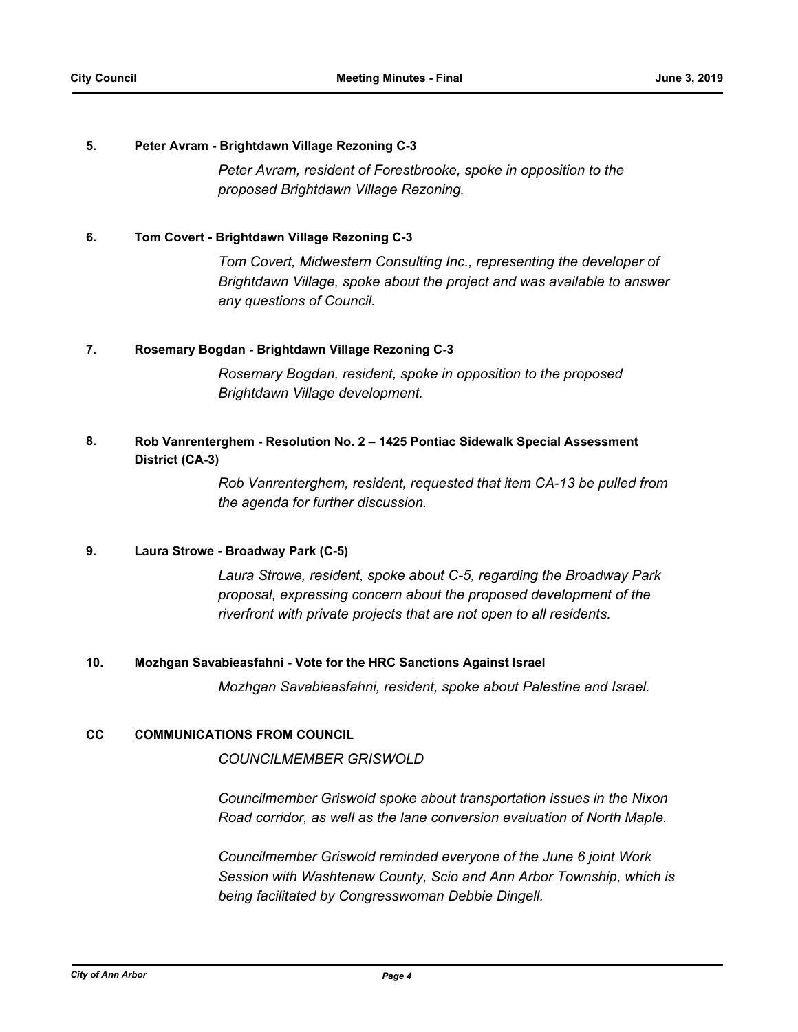**5. Peter Avram - Brightdawn Village Rezoning C-3**

*Peter Avram, resident of Forestbrooke, spoke in opposition to the proposed Brightdawn Village Rezoning.*

**6. Tom Covert - Brightdawn Village Rezoning C-3**

*Tom Covert, Midwestern Consulting Inc., representing the developer of Brightdawn Village, spoke about the project and was available to answer any questions of Council.*

**7. Rosemary Bogdan - Brightdawn Village Rezoning C-3**

*Rosemary Bogdan, resident, spoke in opposition to the proposed Brightdawn Village development.*

**8. Rob Vanrenterghem - Resolution No. 2 – 1425 Pontiac Sidewalk Special Assessment District (CA-3)**

*Rob Vanrenterghem, resident, requested that item CA-13 be pulled from the agenda for further discussion.*

**9. Laura Strowe - Broadway Park (C-5)**

*Laura Strowe, resident, spoke about C-5, regarding the Broadway Park proposal, expressing concern about the proposed development of the riverfront with private projects that are not open to all residents.*

**10. Mozhgan Savabieasfahni - Vote for the HRC Sanctions Against Israel**

*Mozhgan Savabieasfahni, resident, spoke about Palestine and Israel.*

**CC COMMUNICATIONS FROM COUNCIL**

*COUNCILMEMBER GRISWOLD*

*Councilmember Griswold spoke about transportation issues in the Nixon Road corridor, as well as the lane conversion evaluation of North Maple.*

*Councilmember Griswold reminded everyone of the June 6 joint Work Session with Washtenaw County, Scio and Ann Arbor Township, which is being facilitated by Congresswoman Debbie Dingell.*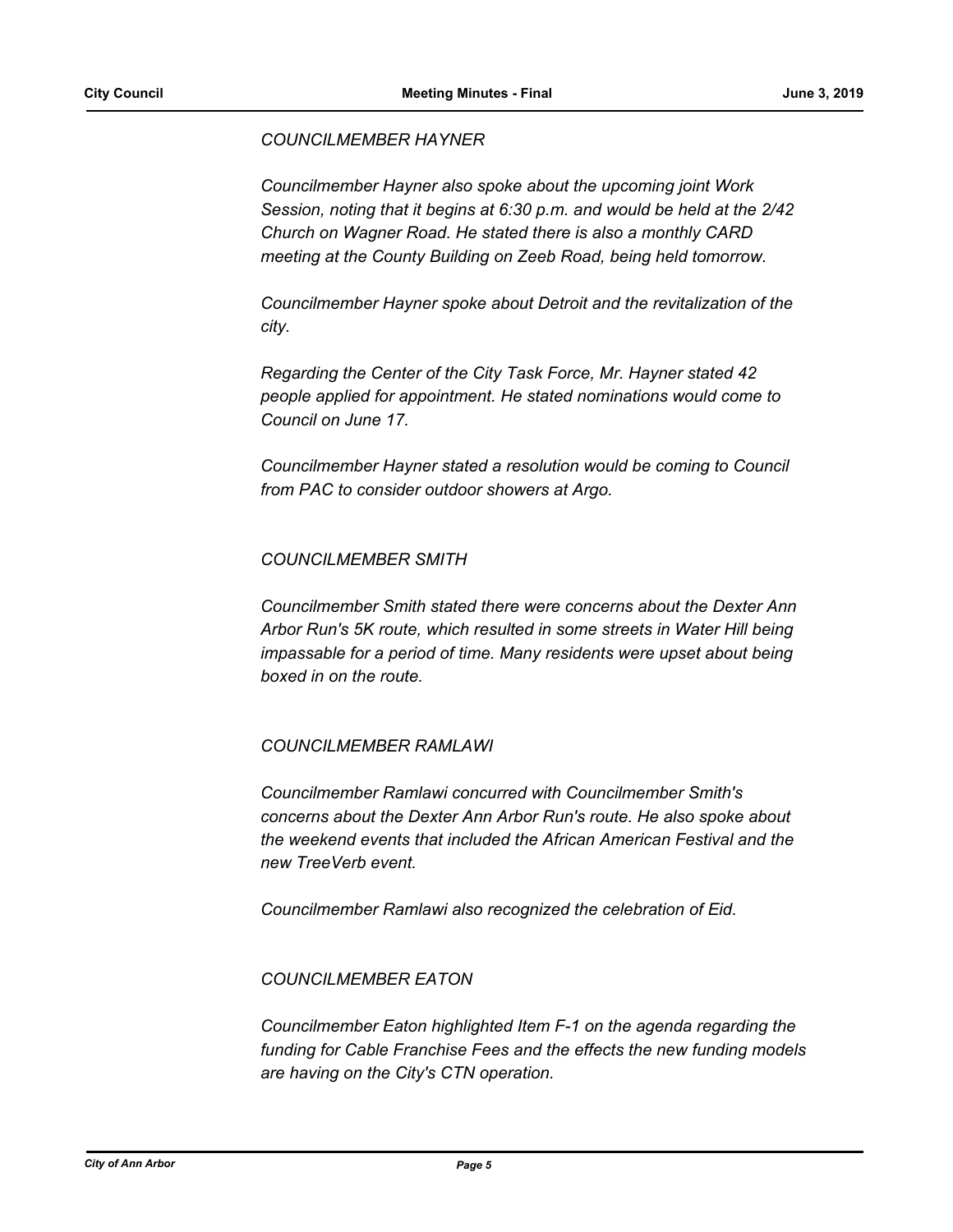*COUNCILMEMBER HAYNER*

*Councilmember Hayner also spoke about the upcoming joint Work Session, noting that it begins at 6:30 p.m. and would be held at the 2/42 Church on Wagner Road. He stated there is also a monthly CARD meeting at the County Building on Zeeb Road, being held tomorrow.*

*Councilmember Hayner spoke about Detroit and the revitalization of the city.*

*Regarding the Center of the City Task Force, Mr. Hayner stated 42 people applied for appointment. He stated nominations would come to Council on June 17.*

*Councilmember Hayner stated a resolution would be coming to Council from PAC to consider outdoor showers at Argo.*

*COUNCILMEMBER SMITH*

*Councilmember Smith stated there were concerns about the Dexter Ann Arbor Run's 5K route, which resulted in some streets in Water Hill being impassable for a period of time. Many residents were upset about being boxed in on the route.*

*COUNCILMEMBER RAMLAWI*

*Councilmember Ramlawi concurred with Councilmember Smith's concerns about the Dexter Ann Arbor Run's route. He also spoke about the weekend events that included the African American Festival and the new TreeVerb event.*

*Councilmember Ramlawi also recognized the celebration of Eid.*

*COUNCILMEMBER EATON*

*Councilmember Eaton highlighted Item F-1 on the agenda regarding the funding for Cable Franchise Fees and the effects the new funding models are having on the City's CTN operation.*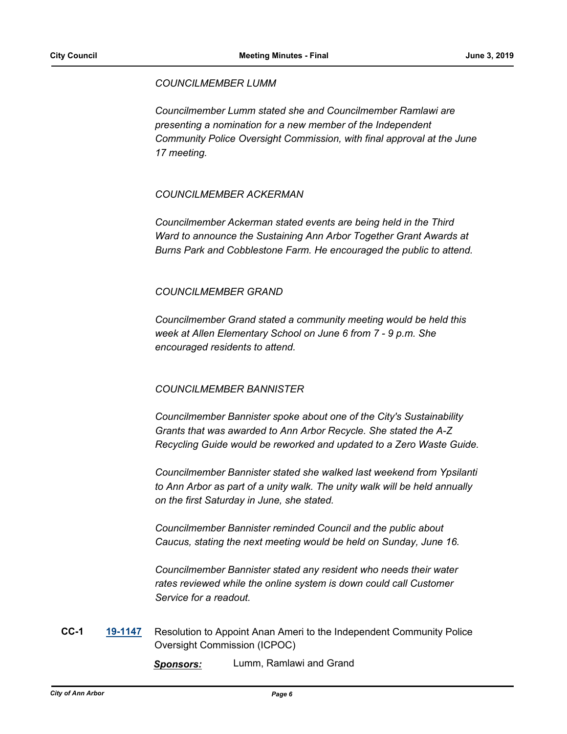*COUNCILMEMBER LUMM*

*Councilmember Lumm stated she and Councilmember Ramlawi are presenting a nomination for a new member of the Independent Community Police Oversight Commission, with final approval at the June 17 meeting.*

*COUNCILMEMBER ACKERMAN*

*Councilmember Ackerman stated events are being held in the Third Ward to announce the Sustaining Ann Arbor Together Grant Awards at Burns Park and Cobblestone Farm. He encouraged the public to attend.*

*COUNCILMEMBER GRAND*

*Councilmember Grand stated a community meeting would be held this week at Allen Elementary School on June 6 from 7 - 9 p.m. She encouraged residents to attend.*

*COUNCILMEMBER BANNISTER*

*Councilmember Bannister spoke about one of the City's Sustainability Grants that was awarded to Ann Arbor Recycle. She stated the A-Z Recycling Guide would be reworked and updated to a Zero Waste Guide.*

*Councilmember Bannister stated she walked last weekend from Ypsilanti to Ann Arbor as part of a unity walk. The unity walk will be held annually on the first Saturday in June, she stated.*

*Councilmember Bannister reminded Council and the public about Caucus, stating the next meeting would be held on Sunday, June 16.*

*Councilmember Bannister stated any resident who needs their water rates reviewed while the online system is down could call Customer Service for a readout.*

**CC-1** **19-1147** Resolution to Appoint Anan Ameri to the Independent Community Police Oversight Commission (ICPOC)

***Sponsors:*** Lumm, Ramlawi and Grand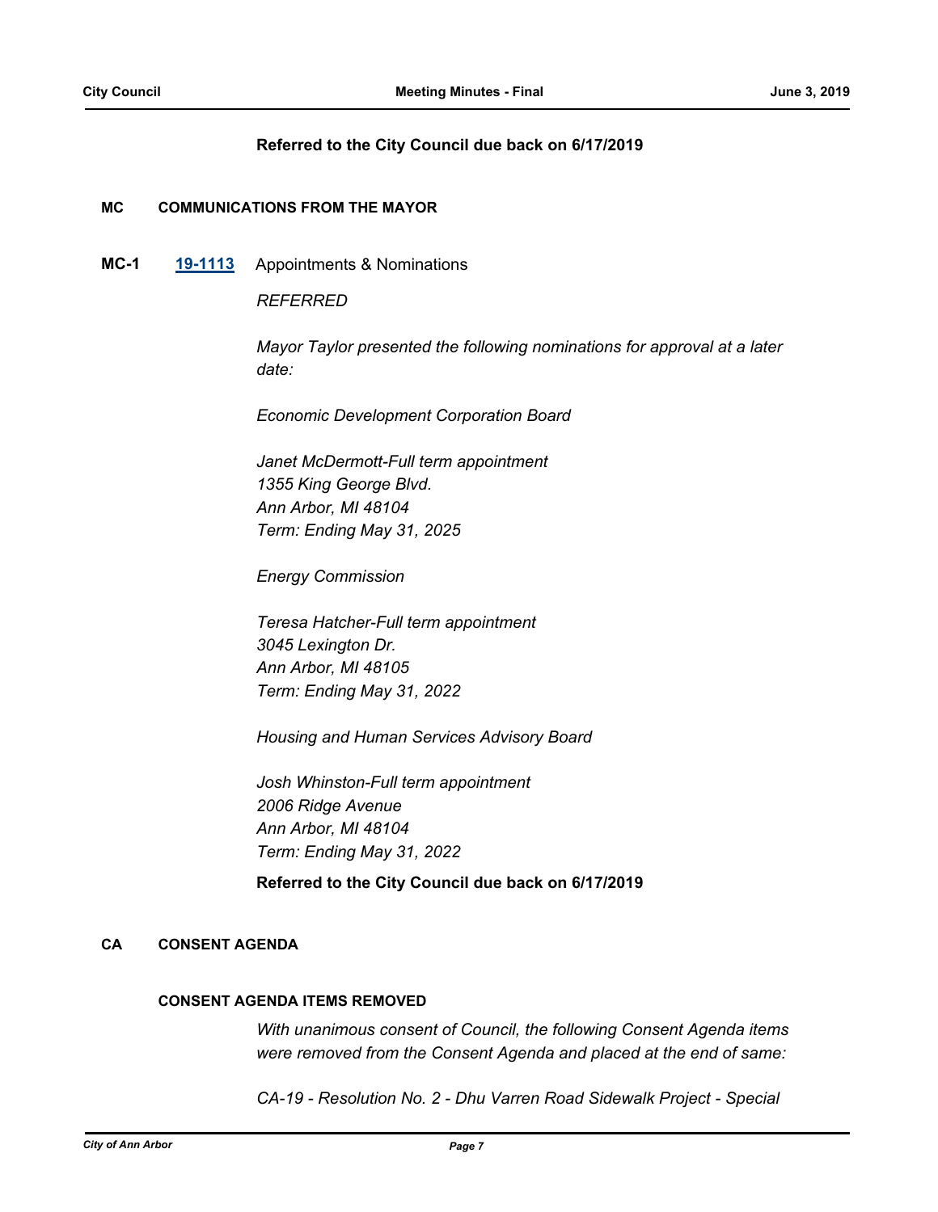**Referred to the City Council due back on 6/17/2019**

## MC COMMUNICATIONS FROM THE MAYOR

**MC-1** **19-1113** Appointments & Nominations

*REFERRED*

*Mayor Taylor presented the following nominations for approval at a later date:*

*Economic Development Corporation Board*

*Janet McDermott-Full term appointment*
*1355 King George Blvd.*
*Ann Arbor, MI 48104*
*Term: Ending May 31, 2025*

*Energy Commission*

*Teresa Hatcher-Full term appointment*
*3045 Lexington Dr.*
*Ann Arbor, MI 48105*
*Term: Ending May 31, 2022*

*Housing and Human Services Advisory Board*

*Josh Whinston-Full term appointment*
*2006 Ridge Avenue*
*Ann Arbor, MI 48104*
*Term: Ending May 31, 2022*

**Referred to the City Council due back on 6/17/2019**

## CA CONSENT AGENDA

### CONSENT AGENDA ITEMS REMOVED

*With unanimous consent of Council, the following Consent Agenda items were removed from the Consent Agenda and placed at the end of same:*

*CA-19 - Resolution No. 2 - Dhu Varren Road Sidewalk Project - Special*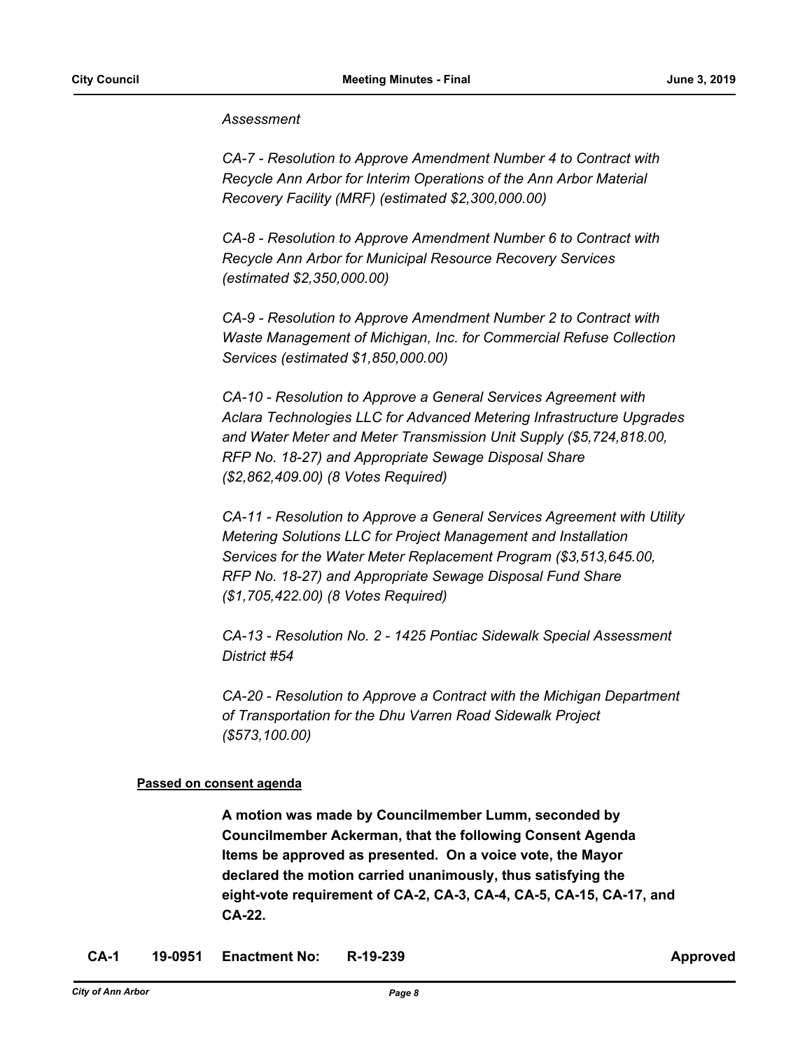*Assessment*

*CA-7 - Resolution to Approve Amendment Number 4 to Contract with Recycle Ann Arbor for Interim Operations of the Ann Arbor Material Recovery Facility (MRF) (estimated $2,300,000.00)*

*CA-8 - Resolution to Approve Amendment Number 6 to Contract with Recycle Ann Arbor for Municipal Resource Recovery Services (estimated $2,350,000.00)*

*CA-9 - Resolution to Approve Amendment Number 2 to Contract with Waste Management of Michigan, Inc. for Commercial Refuse Collection Services (estimated $1,850,000.00)*

*CA-10 - Resolution to Approve a General Services Agreement with Aclara Technologies LLC for Advanced Metering Infrastructure Upgrades and Water Meter and Meter Transmission Unit Supply ($5,724,818.00, RFP No. 18-27) and Appropriate Sewage Disposal Share ($2,862,409.00) (8 Votes Required)*

*CA-11 - Resolution to Approve a General Services Agreement with Utility Metering Solutions LLC for Project Management and Installation Services for the Water Meter Replacement Program ($3,513,645.00, RFP No. 18-27) and Appropriate Sewage Disposal Fund Share ($1,705,422.00) (8 Votes Required)*

*CA-13 - Resolution No. 2 - 1425 Pontiac Sidewalk Special Assessment District #54*

*CA-20 - Resolution to Approve a Contract with the Michigan Department of Transportation for the Dhu Varren Road Sidewalk Project ($573,100.00)*

**Passed on consent agenda**

**A motion was made by Councilmember Lumm, seconded by Councilmember Ackerman, that the following Consent Agenda Items be approved as presented. On a voice vote, the Mayor declared the motion carried unanimously, thus satisfying the eight-vote requirement of CA-2, CA-3, CA-4, CA-5, CA-15, CA-17, and CA-22.**

**CA-1 19-0951 Enactment No: R-19-239 Approved**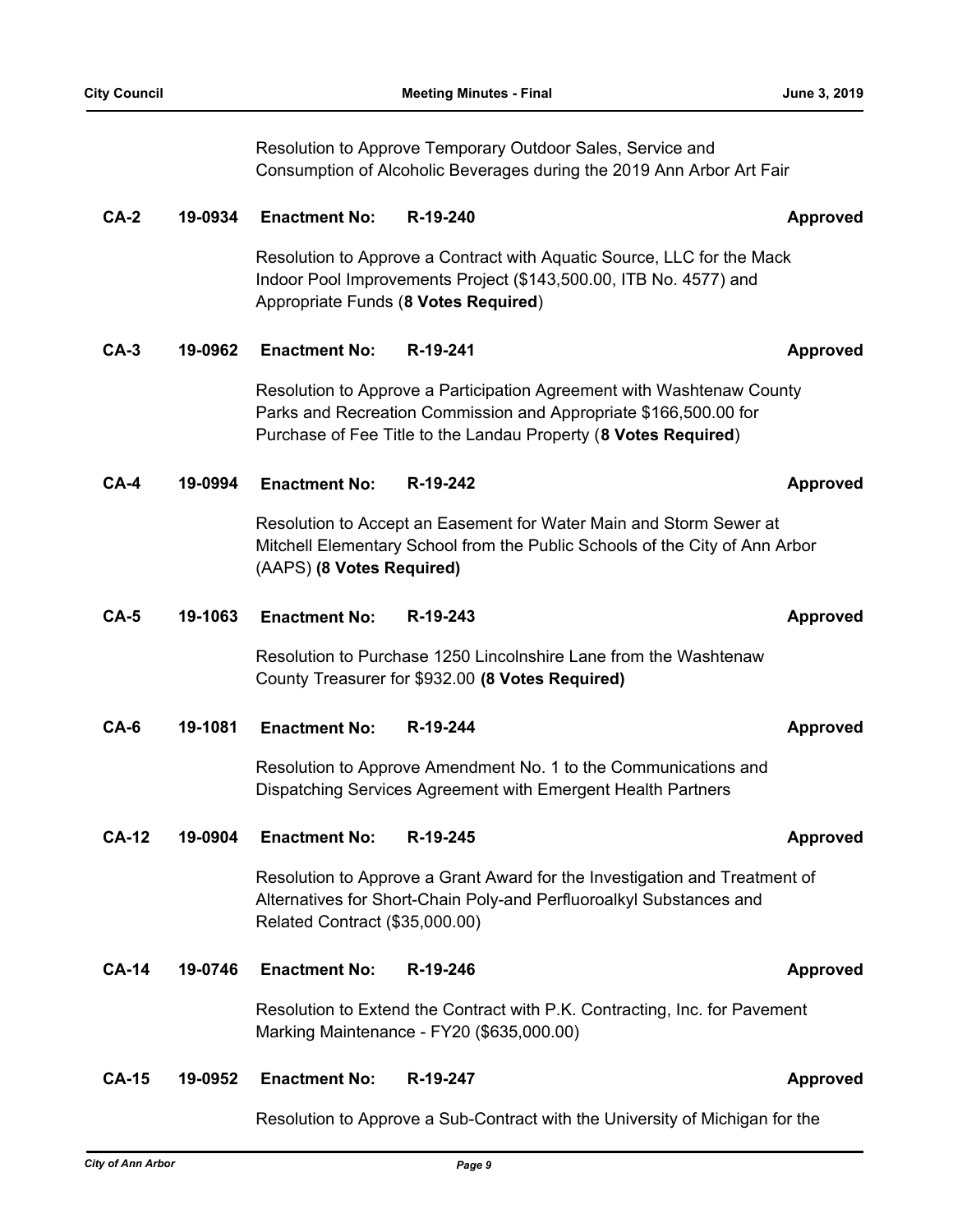Resolution to Approve Temporary Outdoor Sales, Service and Consumption of Alcoholic Beverages during the 2019 Ann Arbor Art Fair

**CA-2** **19-0934** **Enactment No:** **R-19-240** **Approved**

Resolution to Approve a Contract with Aquatic Source, LLC for the Mack Indoor Pool Improvements Project ($143,500.00, ITB No. 4577) and Appropriate Funds (**8 Votes Required**)

**CA-3** **19-0962** **Enactment No:** **R-19-241** **Approved**

Resolution to Approve a Participation Agreement with Washtenaw County Parks and Recreation Commission and Appropriate $166,500.00 for Purchase of Fee Title to the Landau Property (**8 Votes Required**)

**CA-4** **19-0994** **Enactment No:** **R-19-242** **Approved**

Resolution to Accept an Easement for Water Main and Storm Sewer at Mitchell Elementary School from the Public Schools of the City of Ann Arbor (AAPS) **(8 Votes Required)**

**CA-5** **19-1063** **Enactment No:** **R-19-243** **Approved**

Resolution to Purchase 1250 Lincolnshire Lane from the Washtenaw County Treasurer for $932.00 **(8 Votes Required)**

**CA-6** **19-1081** **Enactment No:** **R-19-244** **Approved**

Resolution to Approve Amendment No. 1 to the Communications and Dispatching Services Agreement with Emergent Health Partners

**CA-12** **19-0904** **Enactment No:** **R-19-245** **Approved**

Resolution to Approve a Grant Award for the Investigation and Treatment of Alternatives for Short-Chain Poly-and Perfluoroalkyl Substances and Related Contract ($35,000.00)

**CA-14** **19-0746** **Enactment No:** **R-19-246** **Approved**

Resolution to Extend the Contract with P.K. Contracting, Inc. for Pavement Marking Maintenance - FY20 ($635,000.00)

**CA-15** **19-0952** **Enactment No:** **R-19-247** **Approved**

Resolution to Approve a Sub-Contract with the University of Michigan for the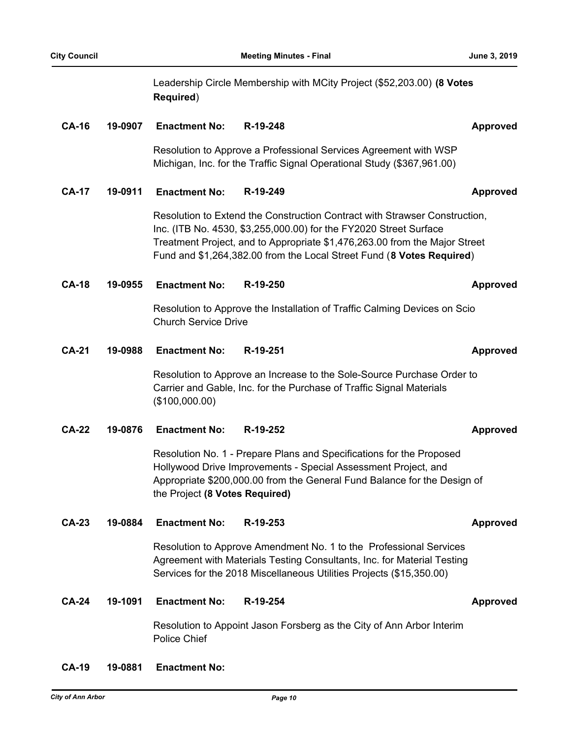Leadership Circle Membership with MCity Project ($52,203.00) **(8 Votes Required**)

**CA-16 19-0907 Enactment No: R-19-248 Approved**

Resolution to Approve a Professional Services Agreement with WSP Michigan, Inc. for the Traffic Signal Operational Study ($367,961.00)

**CA-17 19-0911 Enactment No: R-19-249 Approved**

Resolution to Extend the Construction Contract with Strawser Construction, Inc. (ITB No. 4530, $3,255,000.00) for the FY2020 Street Surface Treatment Project, and to Appropriate $1,476,263.00 from the Major Street Fund and $1,264,382.00 from the Local Street Fund (**8 Votes Required**)

**CA-18 19-0955 Enactment No: R-19-250 Approved**

Resolution to Approve the Installation of Traffic Calming Devices on Scio Church Service Drive

**CA-21 19-0988 Enactment No: R-19-251 Approved**

Resolution to Approve an Increase to the Sole-Source Purchase Order to Carrier and Gable, Inc. for the Purchase of Traffic Signal Materials ($100,000.00)

**CA-22 19-0876 Enactment No: R-19-252 Approved**

Resolution No. 1 - Prepare Plans and Specifications for the Proposed Hollywood Drive Improvements - Special Assessment Project, and Appropriate $200,000.00 from the General Fund Balance for the Design of the Project **(8 Votes Required)**

**CA-23 19-0884 Enactment No: R-19-253 Approved**

Resolution to Approve Amendment No. 1 to the Professional Services Agreement with Materials Testing Consultants, Inc. for Material Testing Services for the 2018 Miscellaneous Utilities Projects ($15,350.00)

**CA-24 19-1091 Enactment No: R-19-254 Approved**

Resolution to Appoint Jason Forsberg as the City of Ann Arbor Interim Police Chief

**CA-19 19-0881 Enactment No:**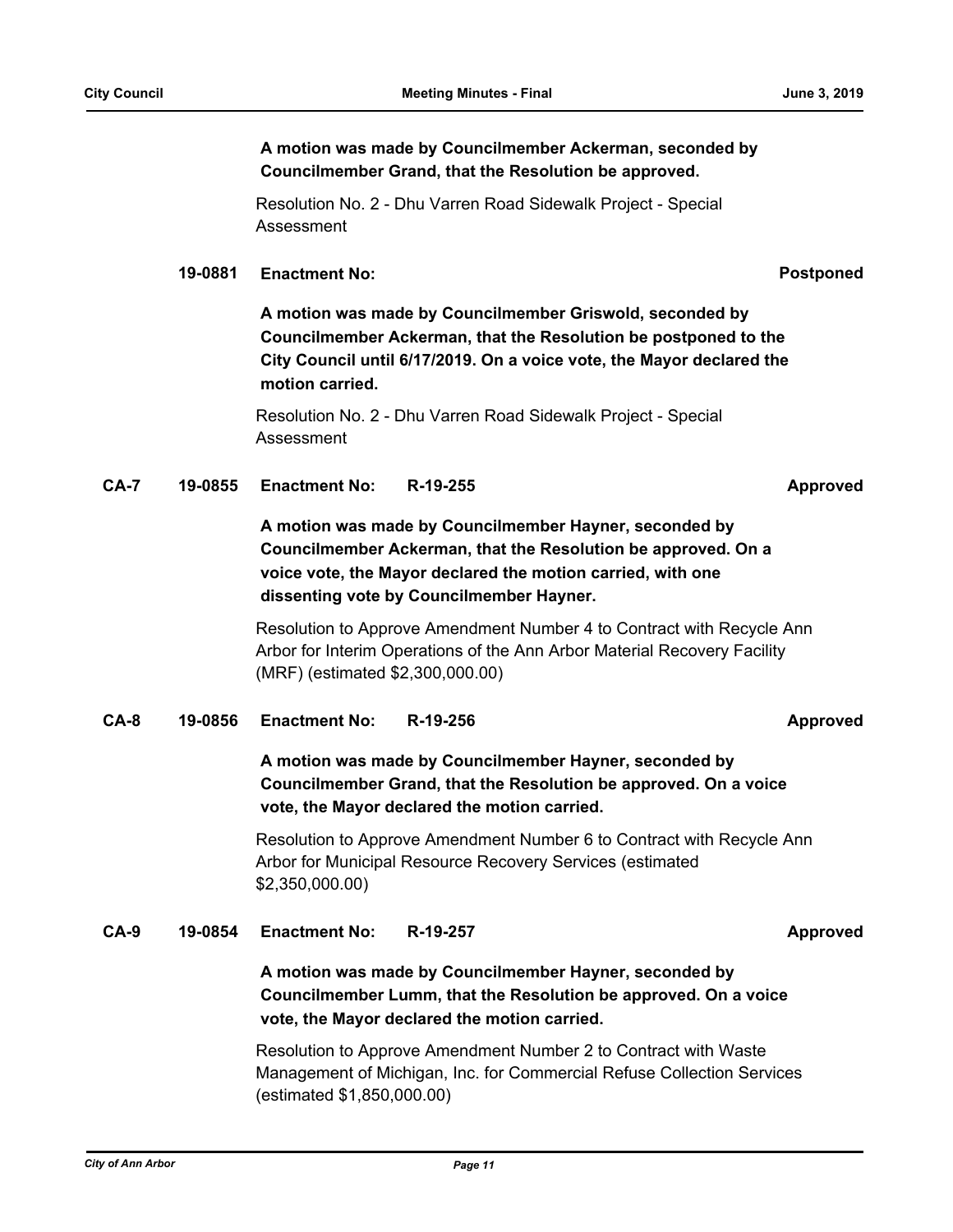**A motion was made by Councilmember Ackerman, seconded by Councilmember Grand, that the Resolution be approved.**

Resolution No. 2 - Dhu Varren Road Sidewalk Project - Special Assessment

**19-0881 Enactment No: Postponed**

**A motion was made by Councilmember Griswold, seconded by Councilmember Ackerman, that the Resolution be postponed to the City Council until 6/17/2019. On a voice vote, the Mayor declared the motion carried.**

Resolution No. 2 - Dhu Varren Road Sidewalk Project - Special Assessment

**CA-7 19-0855 Enactment No: R-19-255 Approved**

**A motion was made by Councilmember Hayner, seconded by Councilmember Ackerman, that the Resolution be approved. On a voice vote, the Mayor declared the motion carried, with one dissenting vote by Councilmember Hayner.**

Resolution to Approve Amendment Number 4 to Contract with Recycle Ann Arbor for Interim Operations of the Ann Arbor Material Recovery Facility (MRF) (estimated $2,300,000.00)

**CA-8 19-0856 Enactment No: R-19-256 Approved**

**A motion was made by Councilmember Hayner, seconded by Councilmember Grand, that the Resolution be approved. On a voice vote, the Mayor declared the motion carried.**

Resolution to Approve Amendment Number 6 to Contract with Recycle Ann Arbor for Municipal Resource Recovery Services (estimated $2,350,000.00)

**CA-9 19-0854 Enactment No: R-19-257 Approved**

**A motion was made by Councilmember Hayner, seconded by Councilmember Lumm, that the Resolution be approved. On a voice vote, the Mayor declared the motion carried.**

Resolution to Approve Amendment Number 2 to Contract with Waste Management of Michigan, Inc. for Commercial Refuse Collection Services (estimated $1,850,000.00)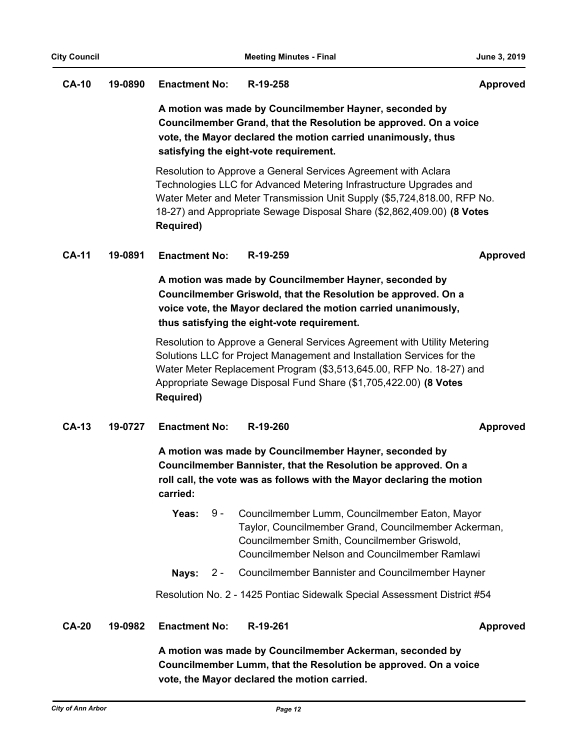**CA-10** **19-0890** **Enactment No:** **R-19-258** **Approved**

**A motion was made by Councilmember Hayner, seconded by Councilmember Grand, that the Resolution be approved. On a voice vote, the Mayor declared the motion carried unanimously, thus satisfying the eight-vote requirement.**

Resolution to Approve a General Services Agreement with Aclara Technologies LLC for Advanced Metering Infrastructure Upgrades and Water Meter and Meter Transmission Unit Supply ($5,724,818.00, RFP No. 18-27) and Appropriate Sewage Disposal Share ($2,862,409.00) **(8 Votes Required)**

**CA-11** **19-0891** **Enactment No:** **R-19-259** **Approved**

**A motion was made by Councilmember Hayner, seconded by Councilmember Griswold, that the Resolution be approved. On a voice vote, the Mayor declared the motion carried unanimously, thus satisfying the eight-vote requirement.**

Resolution to Approve a General Services Agreement with Utility Metering Solutions LLC for Project Management and Installation Services for the Water Meter Replacement Program ($3,513,645.00, RFP No. 18-27) and Appropriate Sewage Disposal Fund Share ($1,705,422.00) **(8 Votes Required)**

**CA-13** **19-0727** **Enactment No:** **R-19-260** **Approved**

**A motion was made by Councilmember Hayner, seconded by Councilmember Bannister, that the Resolution be approved. On a roll call, the vote was as follows with the Mayor declaring the motion carried:**

**Yeas:** 9 - Councilmember Lumm, Councilmember Eaton, Mayor Taylor, Councilmember Grand, Councilmember Ackerman, Councilmember Smith, Councilmember Griswold, Councilmember Nelson and Councilmember Ramlawi

**Nays:** 2 - Councilmember Bannister and Councilmember Hayner

Resolution No. 2 - 1425 Pontiac Sidewalk Special Assessment District #54

**CA-20** **19-0982** **Enactment No:** **R-19-261** **Approved**

**A motion was made by Councilmember Ackerman, seconded by Councilmember Lumm, that the Resolution be approved. On a voice vote, the Mayor declared the motion carried.**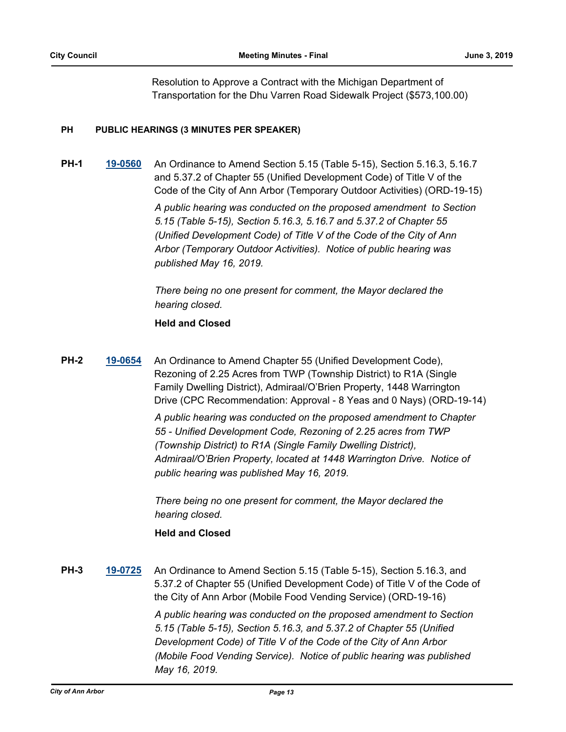Resolution to Approve a Contract with the Michigan Department of Transportation for the Dhu Varren Road Sidewalk Project ($573,100.00)

## PH PUBLIC HEARINGS (3 MINUTES PER SPEAKER)

**PH-1** **19-0560** An Ordinance to Amend Section 5.15 (Table 5-15), Section 5.16.3, 5.16.7 and 5.37.2 of Chapter 55 (Unified Development Code) of Title V of the Code of the City of Ann Arbor (Temporary Outdoor Activities) (ORD-19-15)

*A public hearing was conducted on the proposed amendment to Section 5.15 (Table 5-15), Section 5.16.3, 5.16.7 and 5.37.2 of Chapter 55 (Unified Development Code) of Title V of the Code of the City of Ann Arbor (Temporary Outdoor Activities). Notice of public hearing was published May 16, 2019.*

*There being no one present for comment, the Mayor declared the hearing closed.*

**Held and Closed**

**PH-2** **19-0654** An Ordinance to Amend Chapter 55 (Unified Development Code), Rezoning of 2.25 Acres from TWP (Township District) to R1A (Single Family Dwelling District), Admiraal/O'Brien Property, 1448 Warrington Drive (CPC Recommendation: Approval - 8 Yeas and 0 Nays) (ORD-19-14)

*A public hearing was conducted on the proposed amendment to Chapter 55 - Unified Development Code, Rezoning of 2.25 acres from TWP (Township District) to R1A (Single Family Dwelling District), Admiraal/O'Brien Property, located at 1448 Warrington Drive. Notice of public hearing was published May 16, 2019.*

*There being no one present for comment, the Mayor declared the hearing closed.*

**Held and Closed**

**PH-3** **19-0725** An Ordinance to Amend Section 5.15 (Table 5-15), Section 5.16.3, and 5.37.2 of Chapter 55 (Unified Development Code) of Title V of the Code of the City of Ann Arbor (Mobile Food Vending Service) (ORD-19-16)

*A public hearing was conducted on the proposed amendment to Section 5.15 (Table 5-15), Section 5.16.3, and 5.37.2 of Chapter 55 (Unified Development Code) of Title V of the Code of the City of Ann Arbor (Mobile Food Vending Service). Notice of public hearing was published May 16, 2019.*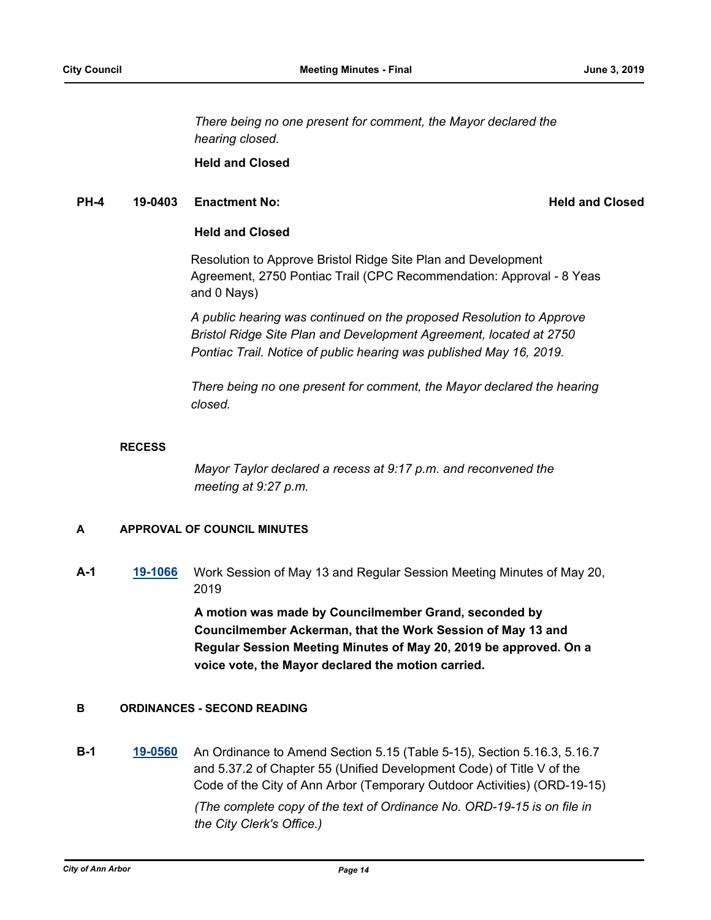*There being no one present for comment, the Mayor declared the hearing closed.*

**Held and Closed**

**PH-4 19-0403 Enactment No: Held and Closed**

**Held and Closed**

Resolution to Approve Bristol Ridge Site Plan and Development Agreement, 2750 Pontiac Trail (CPC Recommendation: Approval - 8 Yeas and 0 Nays)

*A public hearing was continued on the proposed Resolution to Approve Bristol Ridge Site Plan and Development Agreement, located at 2750 Pontiac Trail. Notice of public hearing was published May 16, 2019.*

*There being no one present for comment, the Mayor declared the hearing closed.*

**RECESS**

*Mayor Taylor declared a recess at 9:17 p.m. and reconvened the meeting at 9:27 p.m.*

**A APPROVAL OF COUNCIL MINUTES**

**A-1** [19-1066] Work Session of May 13 and Regular Session Meeting Minutes of May 20, 2019

**A motion was made by Councilmember Grand, seconded by Councilmember Ackerman, that the Work Session of May 13 and Regular Session Meeting Minutes of May 20, 2019 be approved. On a voice vote, the Mayor declared the motion carried.**

**B ORDINANCES - SECOND READING**

**B-1** [19-0560] An Ordinance to Amend Section 5.15 (Table 5-15), Section 5.16.3, 5.16.7 and 5.37.2 of Chapter 55 (Unified Development Code) of Title V of the Code of the City of Ann Arbor (Temporary Outdoor Activities) (ORD-19-15)

*(The complete copy of the text of Ordinance No. ORD-19-15 is on file in the City Clerk's Office.)*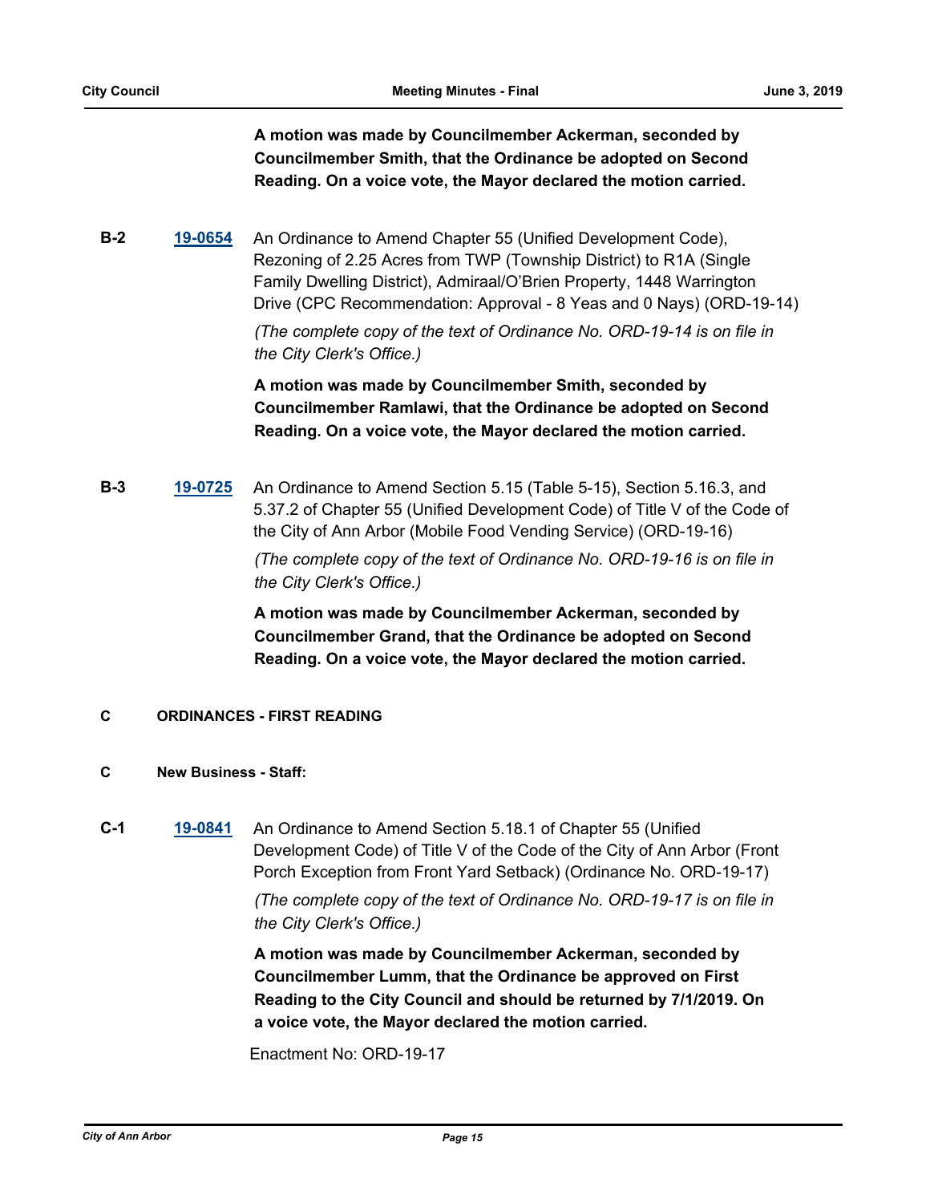**A motion was made by Councilmember Ackerman, seconded by Councilmember Smith, that the Ordinance be adopted on Second Reading. On a voice vote, the Mayor declared the motion carried.**

**B-2** **19-0654** An Ordinance to Amend Chapter 55 (Unified Development Code), Rezoning of 2.25 Acres from TWP (Township District) to R1A (Single Family Dwelling District), Admiraal/O'Brien Property, 1448 Warrington Drive (CPC Recommendation: Approval - 8 Yeas and 0 Nays) (ORD-19-14)

*(The complete copy of the text of Ordinance No. ORD-19-14 is on file in the City Clerk's Office.)*

**A motion was made by Councilmember Smith, seconded by Councilmember Ramlawi, that the Ordinance be adopted on Second Reading. On a voice vote, the Mayor declared the motion carried.**

**B-3** **19-0725** An Ordinance to Amend Section 5.15 (Table 5-15), Section 5.16.3, and 5.37.2 of Chapter 55 (Unified Development Code) of Title V of the Code of the City of Ann Arbor (Mobile Food Vending Service) (ORD-19-16)

*(The complete copy of the text of Ordinance No. ORD-19-16 is on file in the City Clerk's Office.)*

**A motion was made by Councilmember Ackerman, seconded by Councilmember Grand, that the Ordinance be adopted on Second Reading. On a voice vote, the Mayor declared the motion carried.**

## C ORDINANCES - FIRST READING

### C New Business - Staff:

**C-1** **19-0841** An Ordinance to Amend Section 5.18.1 of Chapter 55 (Unified Development Code) of Title V of the Code of the City of Ann Arbor (Front Porch Exception from Front Yard Setback) (Ordinance No. ORD-19-17)

*(The complete copy of the text of Ordinance No. ORD-19-17 is on file in the City Clerk's Office.)*

**A motion was made by Councilmember Ackerman, seconded by Councilmember Lumm, that the Ordinance be approved on First Reading to the City Council and should be returned by 7/1/2019. On a voice vote, the Mayor declared the motion carried.**

Enactment No: ORD-19-17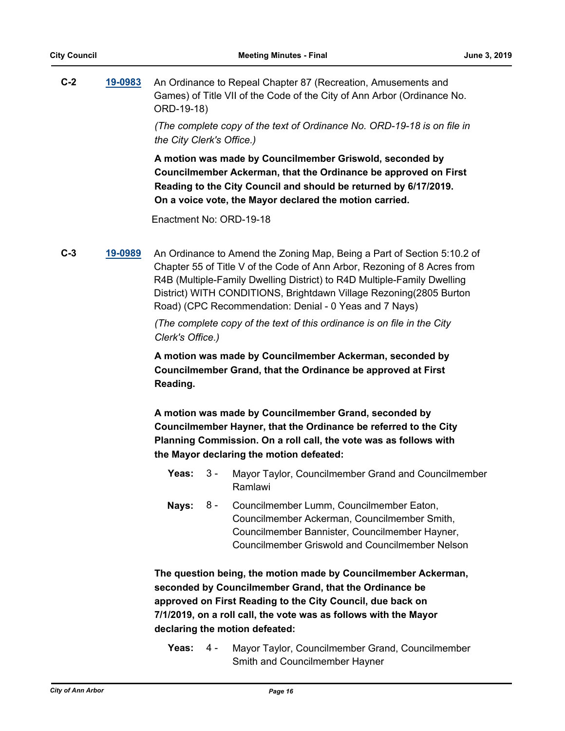**C-2** **19-0983** An Ordinance to Repeal Chapter 87 (Recreation, Amusements and Games) of Title VII of the Code of the City of Ann Arbor (Ordinance No. ORD-19-18)

*(The complete copy of the text of Ordinance No. ORD-19-18 is on file in the City Clerk's Office.)*

**A motion was made by Councilmember Griswold, seconded by Councilmember Ackerman, that the Ordinance be approved on First Reading to the City Council and should be returned by 6/17/2019. On a voice vote, the Mayor declared the motion carried.**

Enactment No: ORD-19-18

**C-3** **19-0989** An Ordinance to Amend the Zoning Map, Being a Part of Section 5:10.2 of Chapter 55 of Title V of the Code of Ann Arbor, Rezoning of 8 Acres from R4B (Multiple-Family Dwelling District) to R4D Multiple-Family Dwelling District) WITH CONDITIONS, Brightdawn Village Rezoning(2805 Burton Road) (CPC Recommendation: Denial - 0 Yeas and 7 Nays)

*(The complete copy of the text of this ordinance is on file in the City Clerk's Office.)*

**A motion was made by Councilmember Ackerman, seconded by Councilmember Grand, that the Ordinance be approved at First Reading.**

**A motion was made by Councilmember Grand, seconded by Councilmember Hayner, that the Ordinance be referred to the City Planning Commission. On a roll call, the vote was as follows with the Mayor declaring the motion defeated:**

**Yeas:** 3 - Mayor Taylor, Councilmember Grand and Councilmember Ramlawi

**Nays:** 8 - Councilmember Lumm, Councilmember Eaton, Councilmember Ackerman, Councilmember Smith, Councilmember Bannister, Councilmember Hayner, Councilmember Griswold and Councilmember Nelson

**The question being, the motion made by Councilmember Ackerman, seconded by Councilmember Grand, that the Ordinance be approved on First Reading to the City Council, due back on 7/1/2019, on a roll call, the vote was as follows with the Mayor declaring the motion defeated:**

**Yeas:** 4 - Mayor Taylor, Councilmember Grand, Councilmember Smith and Councilmember Hayner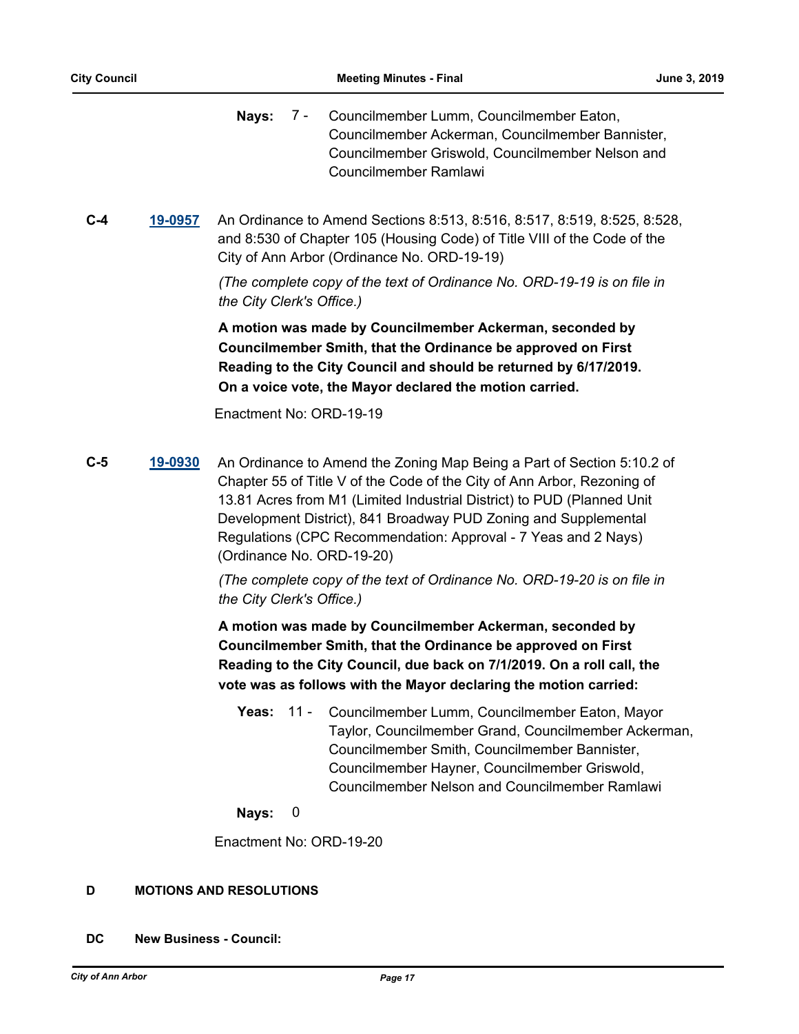**Nays:** 7 - Councilmember Lumm, Councilmember Eaton, Councilmember Ackerman, Councilmember Bannister, Councilmember Griswold, Councilmember Nelson and Councilmember Ramlawi

**C-4** **19-0957** An Ordinance to Amend Sections 8:513, 8:516, 8:517, 8:519, 8:525, 8:528, and 8:530 of Chapter 105 (Housing Code) of Title VIII of the Code of the City of Ann Arbor (Ordinance No. ORD-19-19)

*(The complete copy of the text of Ordinance No. ORD-19-19 is on file in the City Clerk's Office.)*

**A motion was made by Councilmember Ackerman, seconded by Councilmember Smith, that the Ordinance be approved on First Reading to the City Council and should be returned by 6/17/2019. On a voice vote, the Mayor declared the motion carried.**

Enactment No: ORD-19-19

**C-5** **19-0930** An Ordinance to Amend the Zoning Map Being a Part of Section 5:10.2 of Chapter 55 of Title V of the Code of the City of Ann Arbor, Rezoning of 13.81 Acres from M1 (Limited Industrial District) to PUD (Planned Unit Development District), 841 Broadway PUD Zoning and Supplemental Regulations (CPC Recommendation: Approval - 7 Yeas and 2 Nays) (Ordinance No. ORD-19-20)

*(The complete copy of the text of Ordinance No. ORD-19-20 is on file in the City Clerk's Office.)*

**A motion was made by Councilmember Ackerman, seconded by Councilmember Smith, that the Ordinance be approved on First Reading to the City Council, due back on 7/1/2019. On a roll call, the vote was as follows with the Mayor declaring the motion carried:**

**Yeas:** 11 - Councilmember Lumm, Councilmember Eaton, Mayor Taylor, Councilmember Grand, Councilmember Ackerman, Councilmember Smith, Councilmember Bannister, Councilmember Hayner, Councilmember Griswold, Councilmember Nelson and Councilmember Ramlawi

**Nays:** 0

Enactment No: ORD-19-20

## D MOTIONS AND RESOLUTIONS

### DC New Business - Council: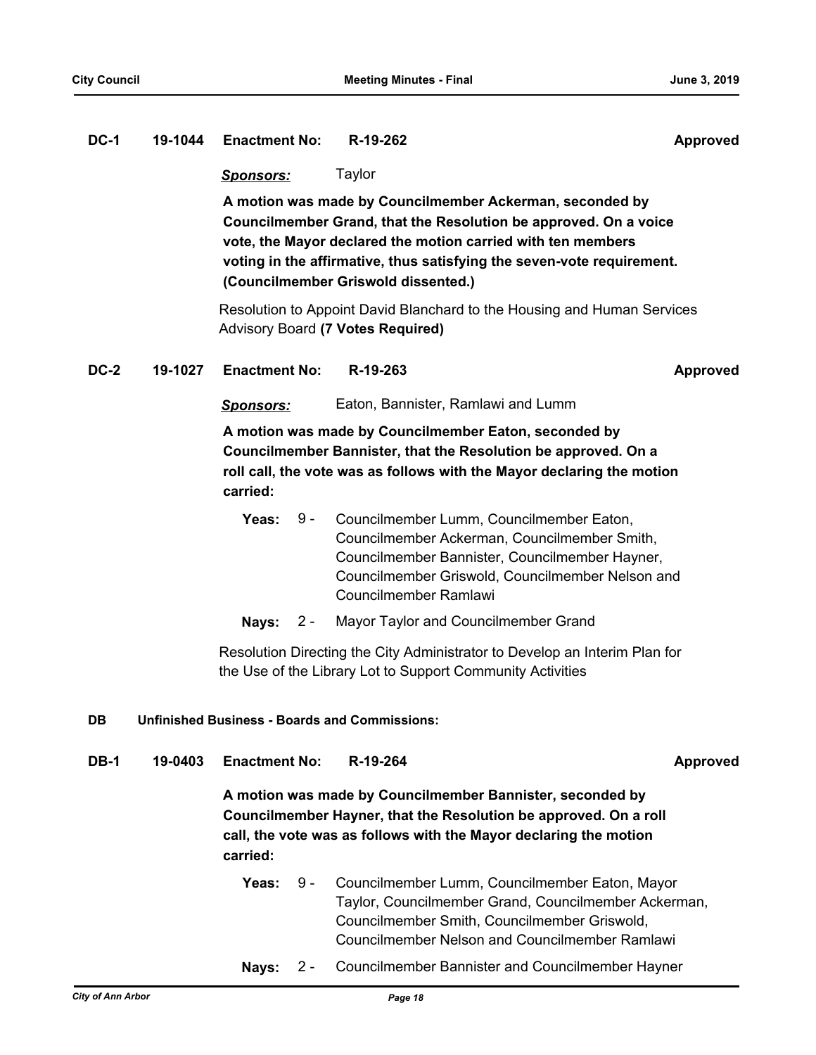**DC-1** **19-1044** **Enactment No:** **R-19-262** **Approved**

***Sponsors:*** Taylor

**A motion was made by Councilmember Ackerman, seconded by Councilmember Grand, that the Resolution be approved. On a voice vote, the Mayor declared the motion carried with ten members voting in the affirmative, thus satisfying the seven-vote requirement. (Councilmember Griswold dissented.)**

Resolution to Appoint David Blanchard to the Housing and Human Services Advisory Board **(7 Votes Required)**

**DC-2** **19-1027** **Enactment No:** **R-19-263** **Approved**

***Sponsors:*** Eaton, Bannister, Ramlawi and Lumm

**A motion was made by Councilmember Eaton, seconded by Councilmember Bannister, that the Resolution be approved. On a roll call, the vote was as follows with the Mayor declaring the motion carried:**

**Yeas:** 9 - Councilmember Lumm, Councilmember Eaton, Councilmember Ackerman, Councilmember Smith, Councilmember Bannister, Councilmember Hayner, Councilmember Griswold, Councilmember Nelson and Councilmember Ramlawi

**Nays:** 2 - Mayor Taylor and Councilmember Grand

Resolution Directing the City Administrator to Develop an Interim Plan for the Use of the Library Lot to Support Community Activities

## DB Unfinished Business - Boards and Commissions:

**DB-1** **19-0403** **Enactment No:** **R-19-264** **Approved**

**A motion was made by Councilmember Bannister, seconded by Councilmember Hayner, that the Resolution be approved. On a roll call, the vote was as follows with the Mayor declaring the motion carried:**

**Yeas:** 9 - Councilmember Lumm, Councilmember Eaton, Mayor Taylor, Councilmember Grand, Councilmember Ackerman, Councilmember Smith, Councilmember Griswold, Councilmember Nelson and Councilmember Ramlawi

**Nays:** 2 - Councilmember Bannister and Councilmember Hayner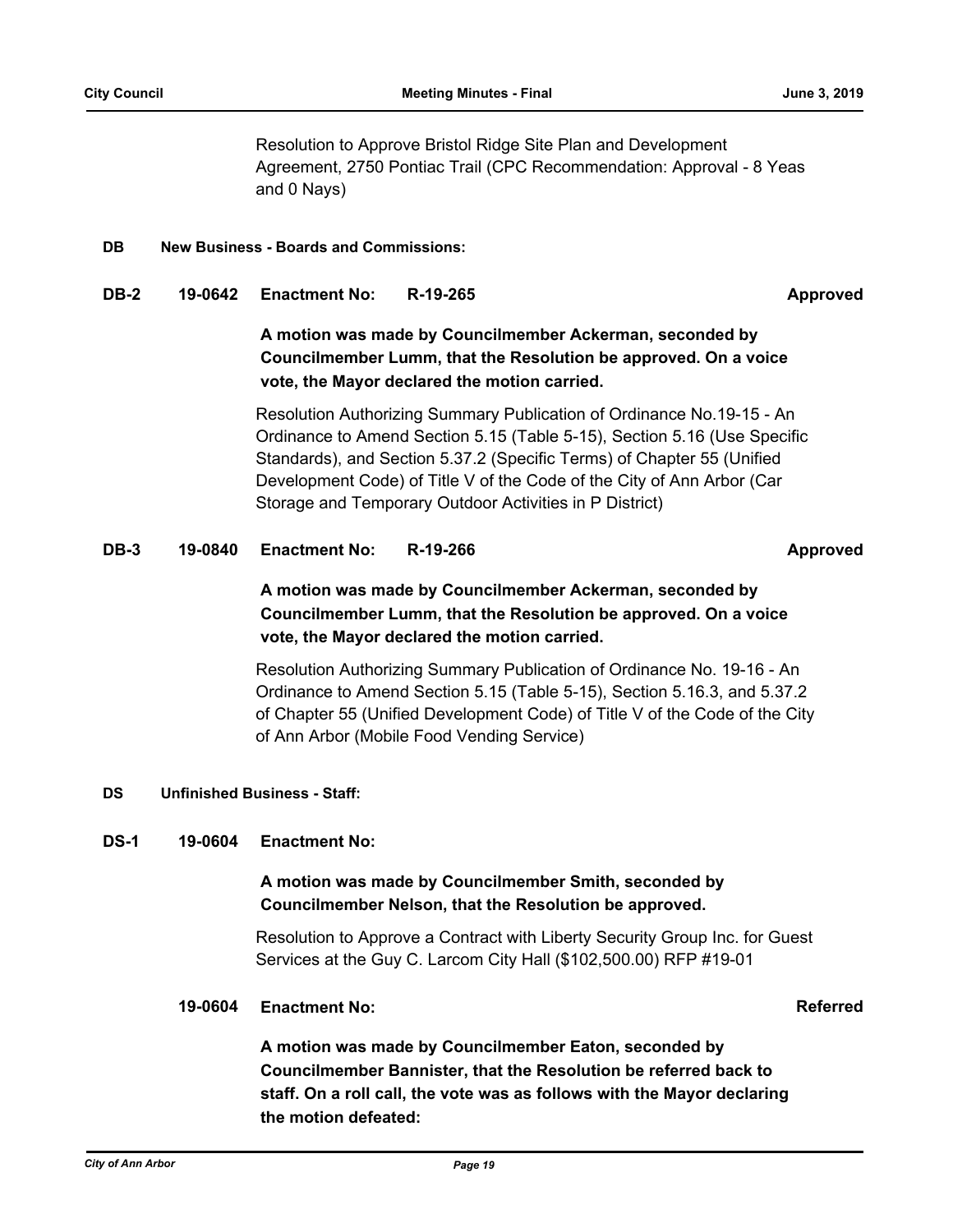Resolution to Approve Bristol Ridge Site Plan and Development Agreement, 2750 Pontiac Trail (CPC Recommendation: Approval - 8 Yeas and 0 Nays)

**DB New Business - Boards and Commissions:**

**DB-2 19-0642 Enactment No: R-19-265 Approved**

**A motion was made by Councilmember Ackerman, seconded by Councilmember Lumm, that the Resolution be approved. On a voice vote, the Mayor declared the motion carried.**

Resolution Authorizing Summary Publication of Ordinance No.19-15 - An Ordinance to Amend Section 5.15 (Table 5-15), Section 5.16 (Use Specific Standards), and Section 5.37.2 (Specific Terms) of Chapter 55 (Unified Development Code) of Title V of the Code of the City of Ann Arbor (Car Storage and Temporary Outdoor Activities in P District)

**DB-3 19-0840 Enactment No: R-19-266 Approved**

**A motion was made by Councilmember Ackerman, seconded by Councilmember Lumm, that the Resolution be approved. On a voice vote, the Mayor declared the motion carried.**

Resolution Authorizing Summary Publication of Ordinance No. 19-16 - An Ordinance to Amend Section 5.15 (Table 5-15), Section 5.16.3, and 5.37.2 of Chapter 55 (Unified Development Code) of Title V of the Code of the City of Ann Arbor (Mobile Food Vending Service)

**DS Unfinished Business - Staff:**

**DS-1 19-0604 Enactment No:**

**A motion was made by Councilmember Smith, seconded by Councilmember Nelson, that the Resolution be approved.**

Resolution to Approve a Contract with Liberty Security Group Inc. for Guest Services at the Guy C. Larcom City Hall ($102,500.00) RFP #19-01

**19-0604 Enactment No: Referred**

**A motion was made by Councilmember Eaton, seconded by Councilmember Bannister, that the Resolution be referred back to staff. On a roll call, the vote was as follows with the Mayor declaring the motion defeated:**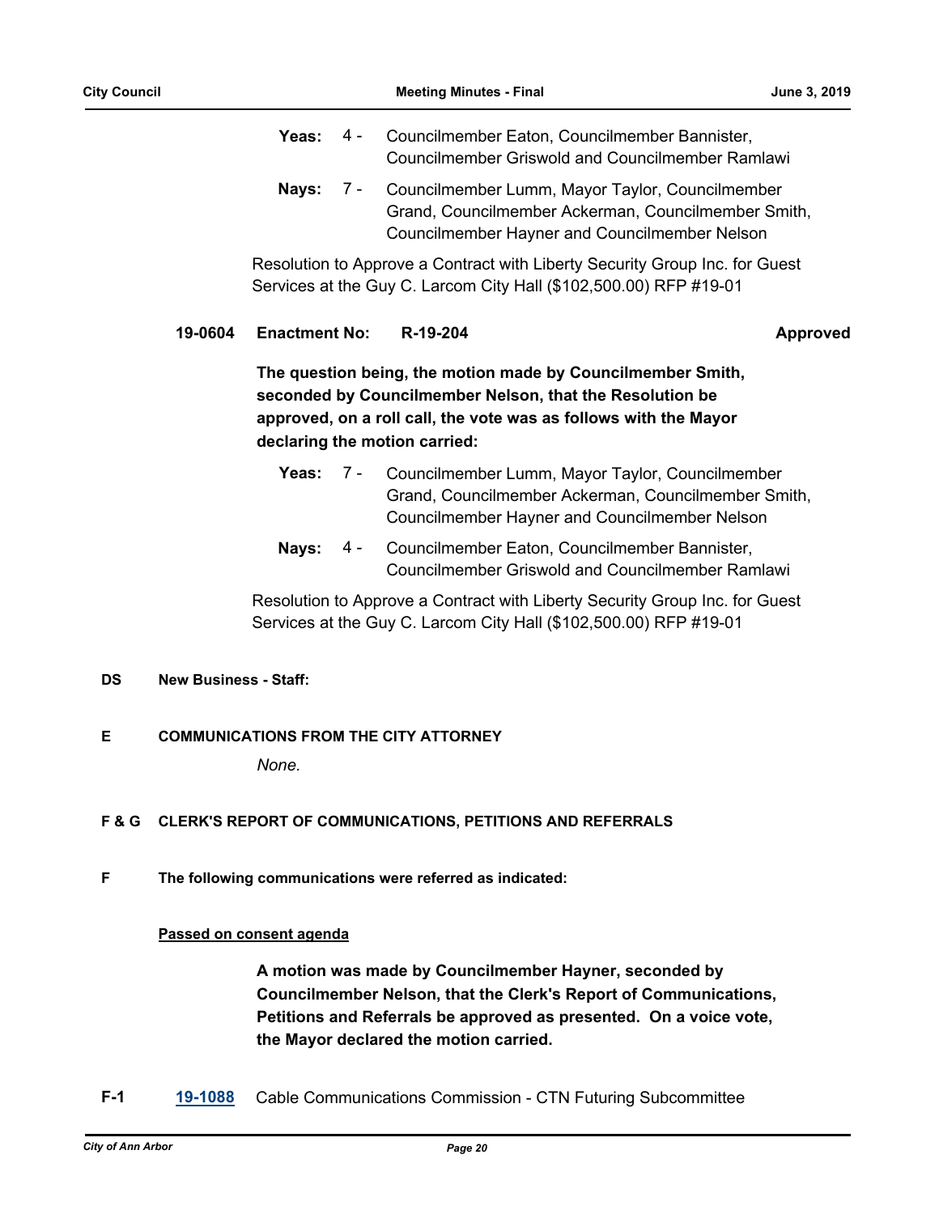**Yeas:** 4 - Councilmember Eaton, Councilmember Bannister, Councilmember Griswold and Councilmember Ramlawi

**Nays:** 7 - Councilmember Lumm, Mayor Taylor, Councilmember Grand, Councilmember Ackerman, Councilmember Smith, Councilmember Hayner and Councilmember Nelson

Resolution to Approve a Contract with Liberty Security Group Inc. for Guest Services at the Guy C. Larcom City Hall ($102,500.00) RFP #19-01

**19-0604 Enactment No: R-19-204 Approved**

**The question being, the motion made by Councilmember Smith, seconded by Councilmember Nelson, that the Resolution be approved, on a roll call, the vote was as follows with the Mayor declaring the motion carried:**

**Yeas:** 7 - Councilmember Lumm, Mayor Taylor, Councilmember Grand, Councilmember Ackerman, Councilmember Smith, Councilmember Hayner and Councilmember Nelson

**Nays:** 4 - Councilmember Eaton, Councilmember Bannister, Councilmember Griswold and Councilmember Ramlawi

Resolution to Approve a Contract with Liberty Security Group Inc. for Guest Services at the Guy C. Larcom City Hall ($102,500.00) RFP #19-01

## DS New Business - Staff:

## E COMMUNICATIONS FROM THE CITY ATTORNEY

*None.*

## F & G CLERK'S REPORT OF COMMUNICATIONS, PETITIONS AND REFERRALS

## F The following communications were referred as indicated:

**Passed on consent agenda**

**A motion was made by Councilmember Hayner, seconded by Councilmember Nelson, that the Clerk's Report of Communications, Petitions and Referrals be approved as presented. On a voice vote, the Mayor declared the motion carried.**

**F-1** **19-1088** Cable Communications Commission - CTN Futuring Subcommittee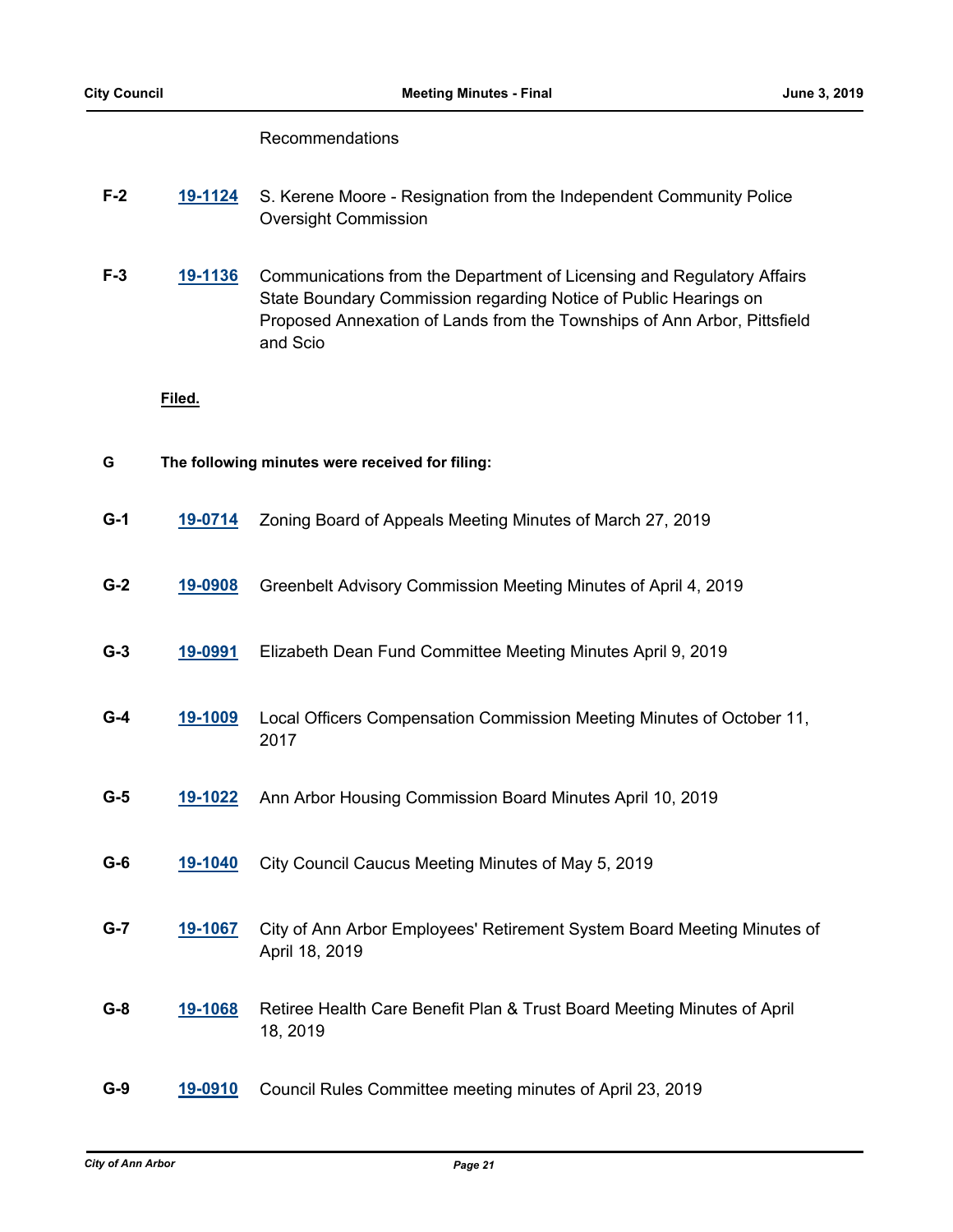Recommendations

**F-2** **19-1124** S. Kerene Moore - Resignation from the Independent Community Police Oversight Commission

**F-3** **19-1136** Communications from the Department of Licensing and Regulatory Affairs State Boundary Commission regarding Notice of Public Hearings on Proposed Annexation of Lands from the Townships of Ann Arbor, Pittsfield and Scio

**Filed.**

**G** **The following minutes were received for filing:**

**G-1** **19-0714** Zoning Board of Appeals Meeting Minutes of March 27, 2019

**G-2** **19-0908** Greenbelt Advisory Commission Meeting Minutes of April 4, 2019

**G-3** **19-0991** Elizabeth Dean Fund Committee Meeting Minutes April 9, 2019

**G-4** **19-1009** Local Officers Compensation Commission Meeting Minutes of October 11, 2017

**G-5** **19-1022** Ann Arbor Housing Commission Board Minutes April 10, 2019

**G-6** **19-1040** City Council Caucus Meeting Minutes of May 5, 2019

**G-7** **19-1067** City of Ann Arbor Employees' Retirement System Board Meeting Minutes of April 18, 2019

**G-8** **19-1068** Retiree Health Care Benefit Plan & Trust Board Meeting Minutes of April 18, 2019

**G-9** **19-0910** Council Rules Committee meeting minutes of April 23, 2019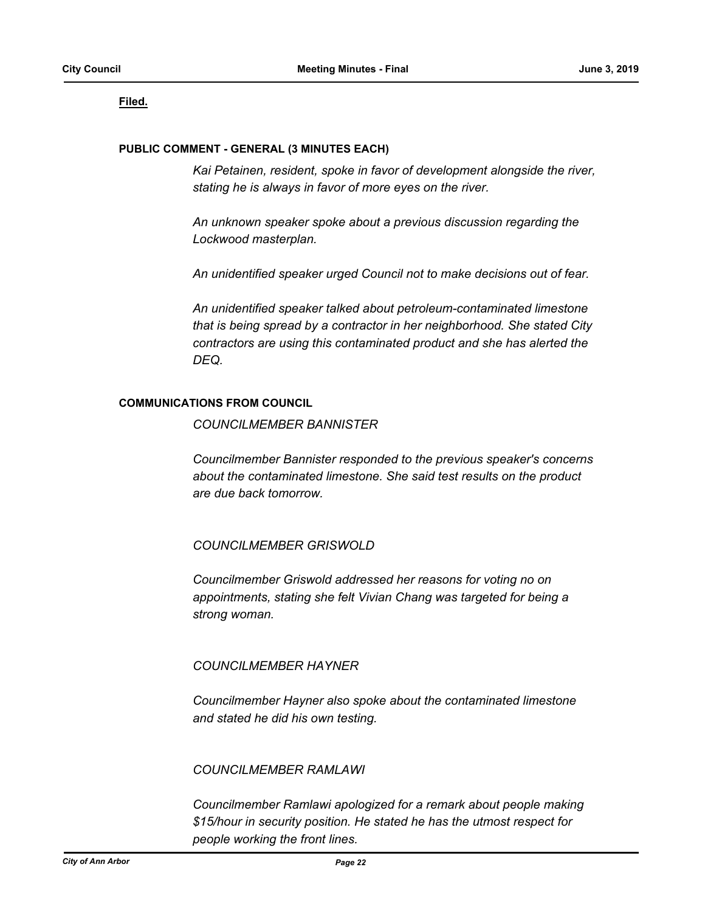**Filed.**

**PUBLIC COMMENT - GENERAL (3 MINUTES EACH)**

*Kai Petainen, resident, spoke in favor of development alongside the river, stating he is always in favor of more eyes on the river.*

*An unknown speaker spoke about a previous discussion regarding the Lockwood masterplan.*

*An unidentified speaker urged Council not to make decisions out of fear.*

*An unidentified speaker talked about petroleum-contaminated limestone that is being spread by a contractor in her neighborhood. She stated City contractors are using this contaminated product and she has alerted the DEQ.*

**COMMUNICATIONS FROM COUNCIL**

*COUNCILMEMBER BANNISTER*

*Councilmember Bannister responded to the previous speaker's concerns about the contaminated limestone. She said test results on the product are due back tomorrow.*

*COUNCILMEMBER GRISWOLD*

*Councilmember Griswold addressed her reasons for voting no on appointments, stating she felt Vivian Chang was targeted for being a strong woman.*

*COUNCILMEMBER HAYNER*

*Councilmember Hayner also spoke about the contaminated limestone and stated he did his own testing.*

*COUNCILMEMBER RAMLAWI*

*Councilmember Ramlawi apologized for a remark about people making $15/hour in security position. He stated he has the utmost respect for people working the front lines.*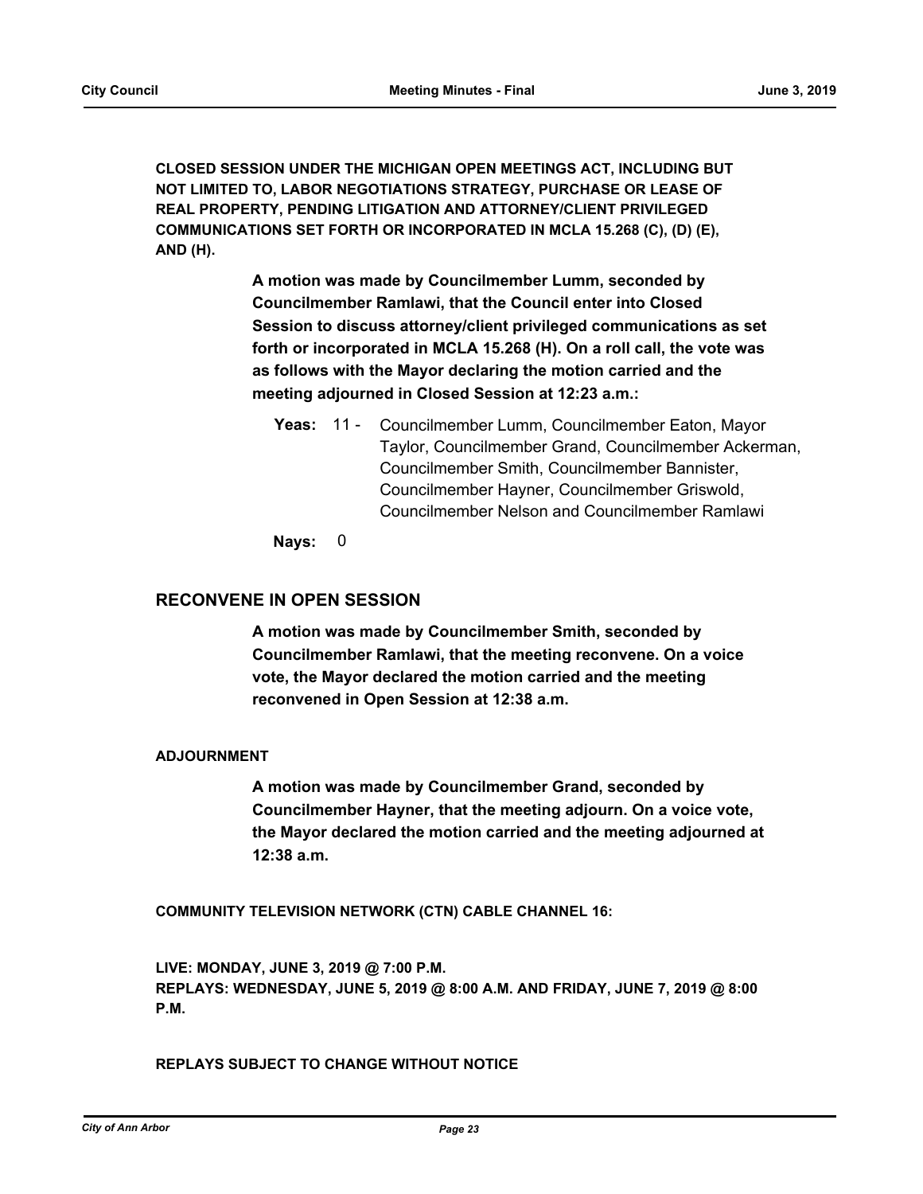**CLOSED SESSION UNDER THE MICHIGAN OPEN MEETINGS ACT, INCLUDING BUT NOT LIMITED TO, LABOR NEGOTIATIONS STRATEGY, PURCHASE OR LEASE OF REAL PROPERTY, PENDING LITIGATION AND ATTORNEY/CLIENT PRIVILEGED COMMUNICATIONS SET FORTH OR INCORPORATED IN MCLA 15.268 (C), (D) (E), AND (H).**

**A motion was made by Councilmember Lumm, seconded by Councilmember Ramlawi, that the Council enter into Closed Session to discuss attorney/client privileged communications as set forth or incorporated in MCLA 15.268 (H). On a roll call, the vote was as follows with the Mayor declaring the motion carried and the meeting adjourned in Closed Session at 12:23 a.m.:**

**Yeas:** 11 - Councilmember Lumm, Councilmember Eaton, Mayor Taylor, Councilmember Grand, Councilmember Ackerman, Councilmember Smith, Councilmember Bannister, Councilmember Hayner, Councilmember Griswold, Councilmember Nelson and Councilmember Ramlawi

**Nays:** 0

## RECONVENE IN OPEN SESSION

**A motion was made by Councilmember Smith, seconded by Councilmember Ramlawi, that the meeting reconvene. On a voice vote, the Mayor declared the motion carried and the meeting reconvened in Open Session at 12:38 a.m.**

**ADJOURNMENT**

**A motion was made by Councilmember Grand, seconded by Councilmember Hayner, that the meeting adjourn. On a voice vote, the Mayor declared the motion carried and the meeting adjourned at 12:38 a.m.**

**COMMUNITY TELEVISION NETWORK (CTN) CABLE CHANNEL 16:**

**LIVE: MONDAY, JUNE 3, 2019 @ 7:00 P.M.**
**REPLAYS: WEDNESDAY, JUNE 5, 2019 @ 8:00 A.M. AND FRIDAY, JUNE 7, 2019 @ 8:00 P.M.**

**REPLAYS SUBJECT TO CHANGE WITHOUT NOTICE**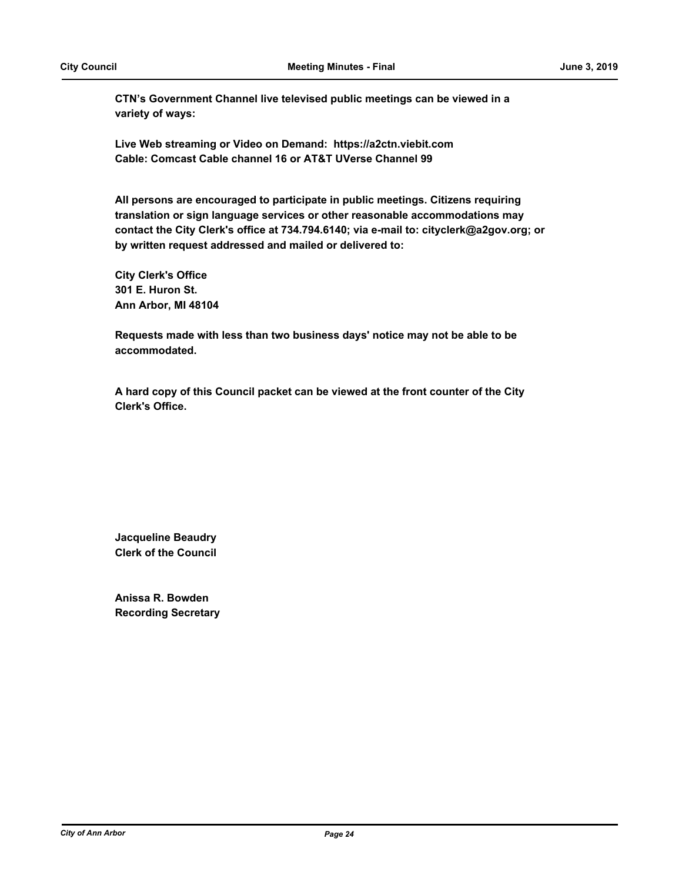**CTN's Government Channel live televised public meetings can be viewed in a variety of ways:**

**Live Web streaming or Video on Demand: https://a2ctn.viebit.com**
**Cable: Comcast Cable channel 16 or AT&T UVerse Channel 99**

**All persons are encouraged to participate in public meetings. Citizens requiring translation or sign language services or other reasonable accommodations may contact the City Clerk's office at 734.794.6140; via e-mail to: cityclerk@a2gov.org; or by written request addressed and mailed or delivered to:**

**City Clerk's Office**
**301 E. Huron St.**
**Ann Arbor, MI 48104**

**Requests made with less than two business days' notice may not be able to be accommodated.**

**A hard copy of this Council packet can be viewed at the front counter of the City Clerk's Office.**

**Jacqueline Beaudry**
**Clerk of the Council**

**Anissa R. Bowden**
**Recording Secretary**